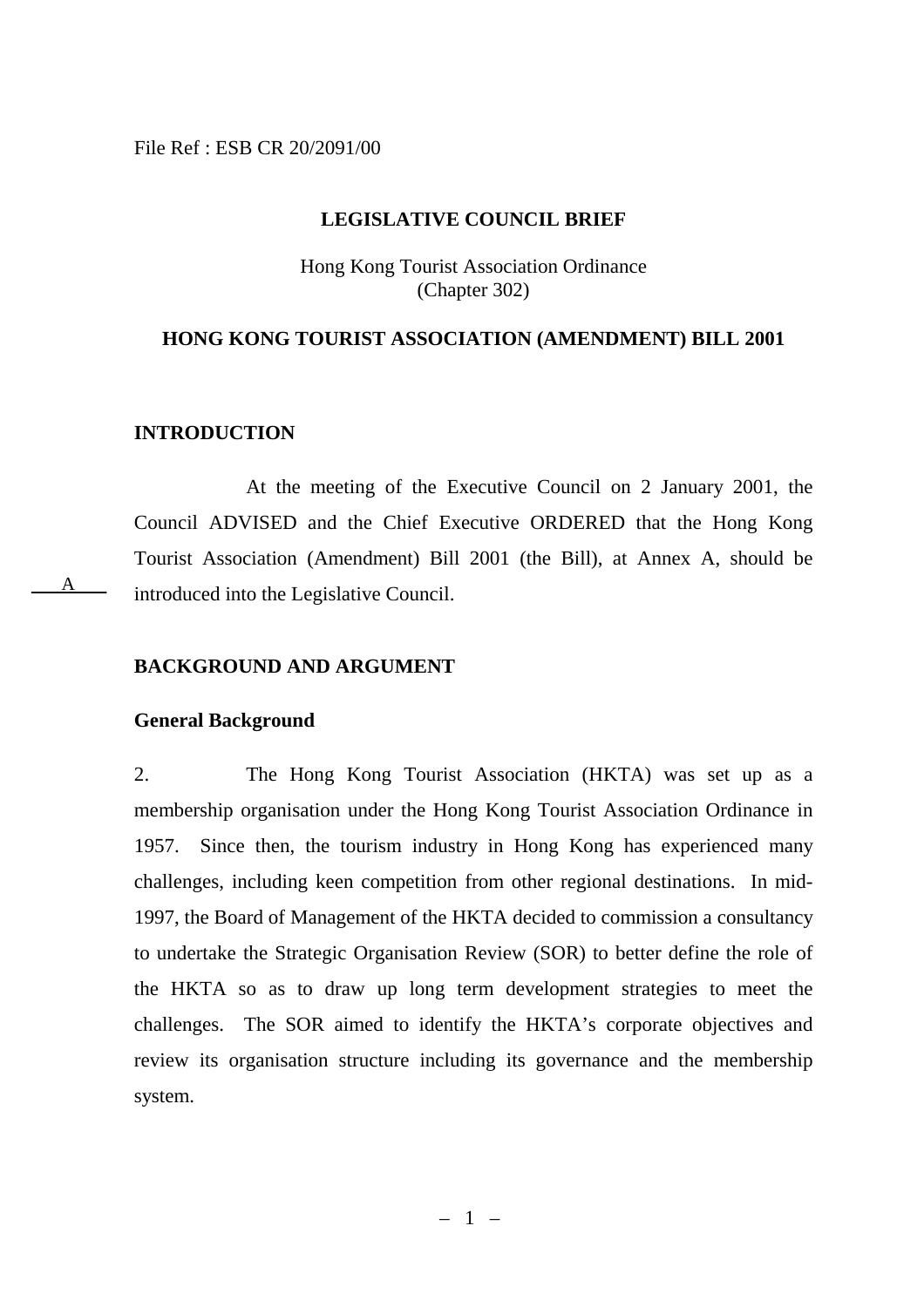File Ref : ESB CR 20/2091/00

## LEGISLATIVE COUNCIL BRIEF

Hong Kong Tourist Association Ordinance
(Chapter 302)

## HONG KONG TOURIST ASSOCIATION (AMENDMENT) BILL 2001

### INTRODUCTION

At the meeting of the Executive Council on 2 January 2001, the Council ADVISED and the Chief Executive ORDERED that the Hong Kong Tourist Association (Amendment) Bill 2001 (the Bill), at Annex A, should be introduced into the Legislative Council.

A

### BACKGROUND AND ARGUMENT

**General Background**

2. The Hong Kong Tourist Association (HKTA) was set up as a membership organisation under the Hong Kong Tourist Association Ordinance in 1957. Since then, the tourism industry in Hong Kong has experienced many challenges, including keen competition from other regional destinations. In mid-1997, the Board of Management of the HKTA decided to commission a consultancy to undertake the Strategic Organisation Review (SOR) to better define the role of the HKTA so as to draw up long term development strategies to meet the challenges. The SOR aimed to identify the HKTA's corporate objectives and review its organisation structure including its governance and the membership system.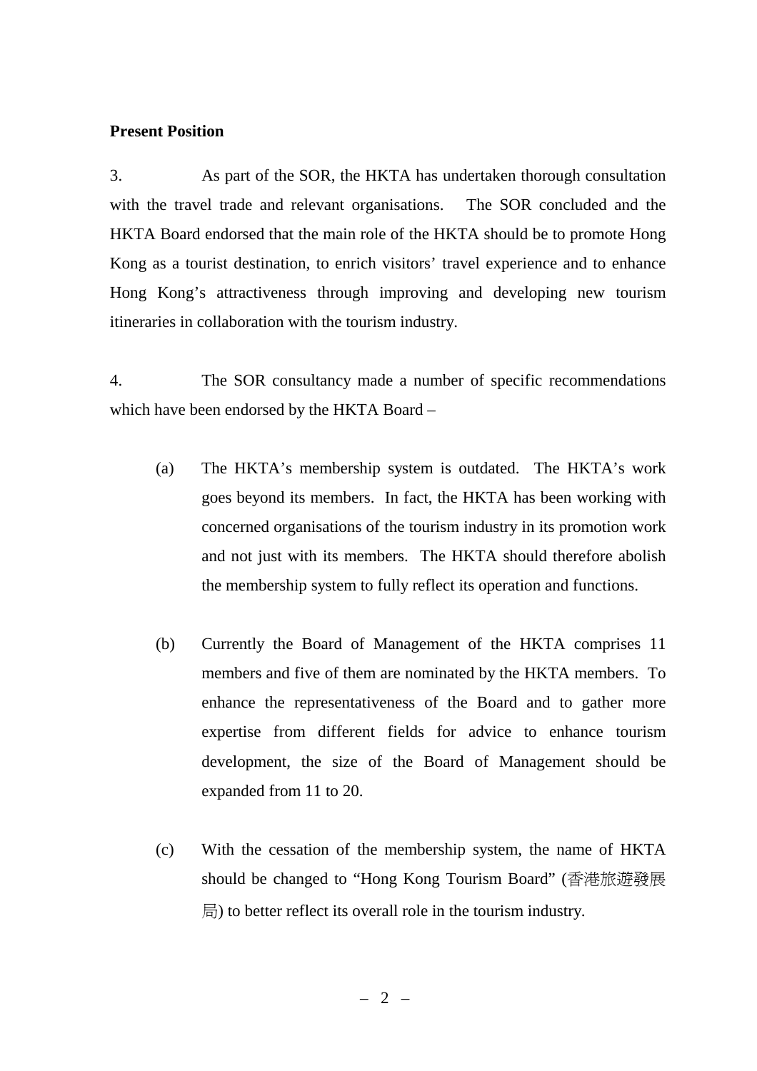**Present Position**

3. As part of the SOR, the HKTA has undertaken thorough consultation with the travel trade and relevant organisations. The SOR concluded and the HKTA Board endorsed that the main role of the HKTA should be to promote Hong Kong as a tourist destination, to enrich visitors' travel experience and to enhance Hong Kong's attractiveness through improving and developing new tourism itineraries in collaboration with the tourism industry.

4. The SOR consultancy made a number of specific recommendations which have been endorsed by the HKTA Board –

(a) The HKTA's membership system is outdated. The HKTA's work goes beyond its members. In fact, the HKTA has been working with concerned organisations of the tourism industry in its promotion work and not just with its members. The HKTA should therefore abolish the membership system to fully reflect its operation and functions.

(b) Currently the Board of Management of the HKTA comprises 11 members and five of them are nominated by the HKTA members. To enhance the representativeness of the Board and to gather more expertise from different fields for advice to enhance tourism development, the size of the Board of Management should be expanded from 11 to 20.

(c) With the cessation of the membership system, the name of HKTA should be changed to "Hong Kong Tourism Board" (香港旅遊發展局) to better reflect its overall role in the tourism industry.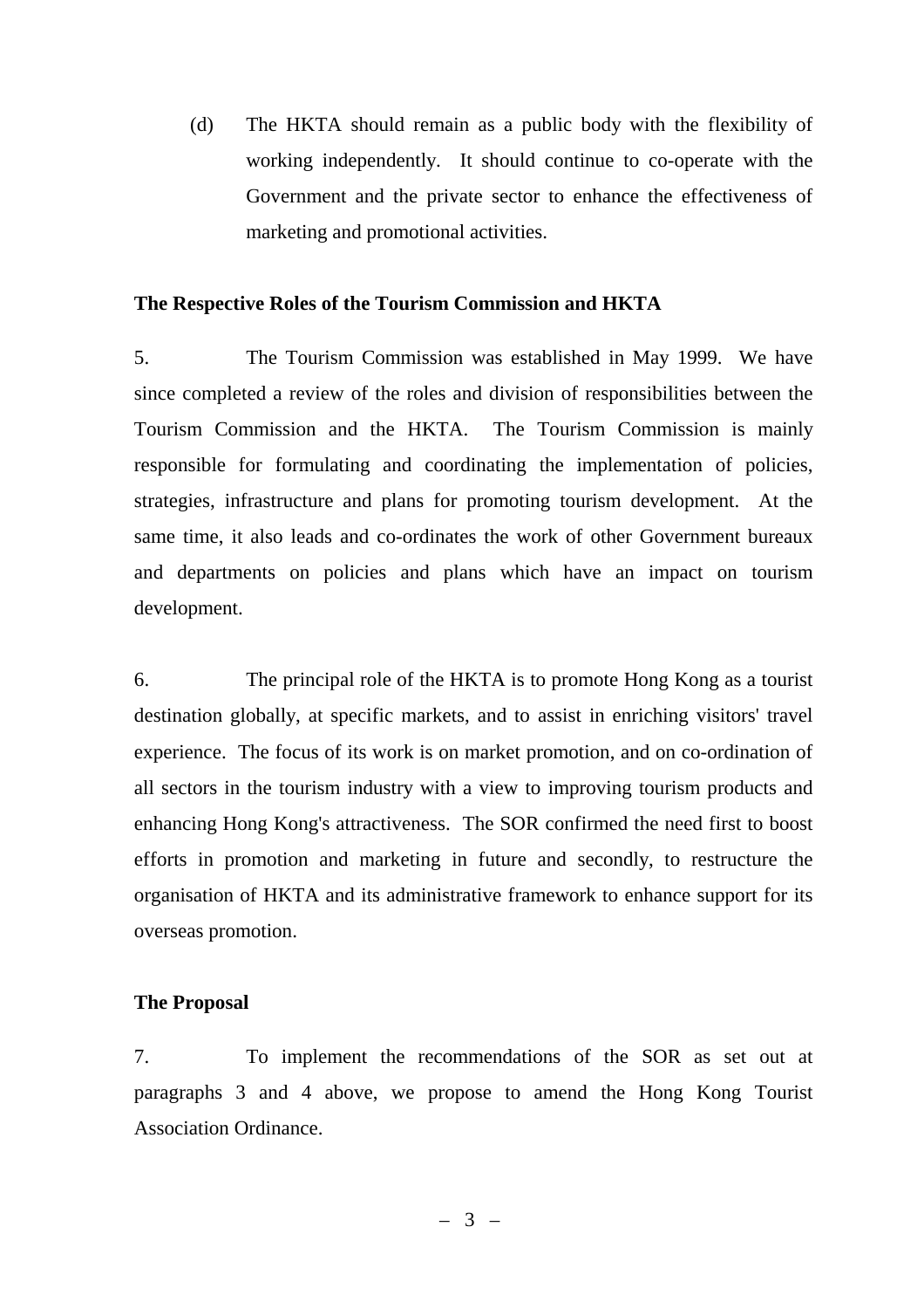(d) The HKTA should remain as a public body with the flexibility of working independently. It should continue to co-operate with the Government and the private sector to enhance the effectiveness of marketing and promotional activities.

**The Respective Roles of the Tourism Commission and HKTA**

5. The Tourism Commission was established in May 1999. We have since completed a review of the roles and division of responsibilities between the Tourism Commission and the HKTA. The Tourism Commission is mainly responsible for formulating and coordinating the implementation of policies, strategies, infrastructure and plans for promoting tourism development. At the same time, it also leads and co-ordinates the work of other Government bureaux and departments on policies and plans which have an impact on tourism development.

6. The principal role of the HKTA is to promote Hong Kong as a tourist destination globally, at specific markets, and to assist in enriching visitors' travel experience. The focus of its work is on market promotion, and on co-ordination of all sectors in the tourism industry with a view to improving tourism products and enhancing Hong Kong's attractiveness. The SOR confirmed the need first to boost efforts in promotion and marketing in future and secondly, to restructure the organisation of HKTA and its administrative framework to enhance support for its overseas promotion.

**The Proposal**

7. To implement the recommendations of the SOR as set out at paragraphs 3 and 4 above, we propose to amend the Hong Kong Tourist Association Ordinance.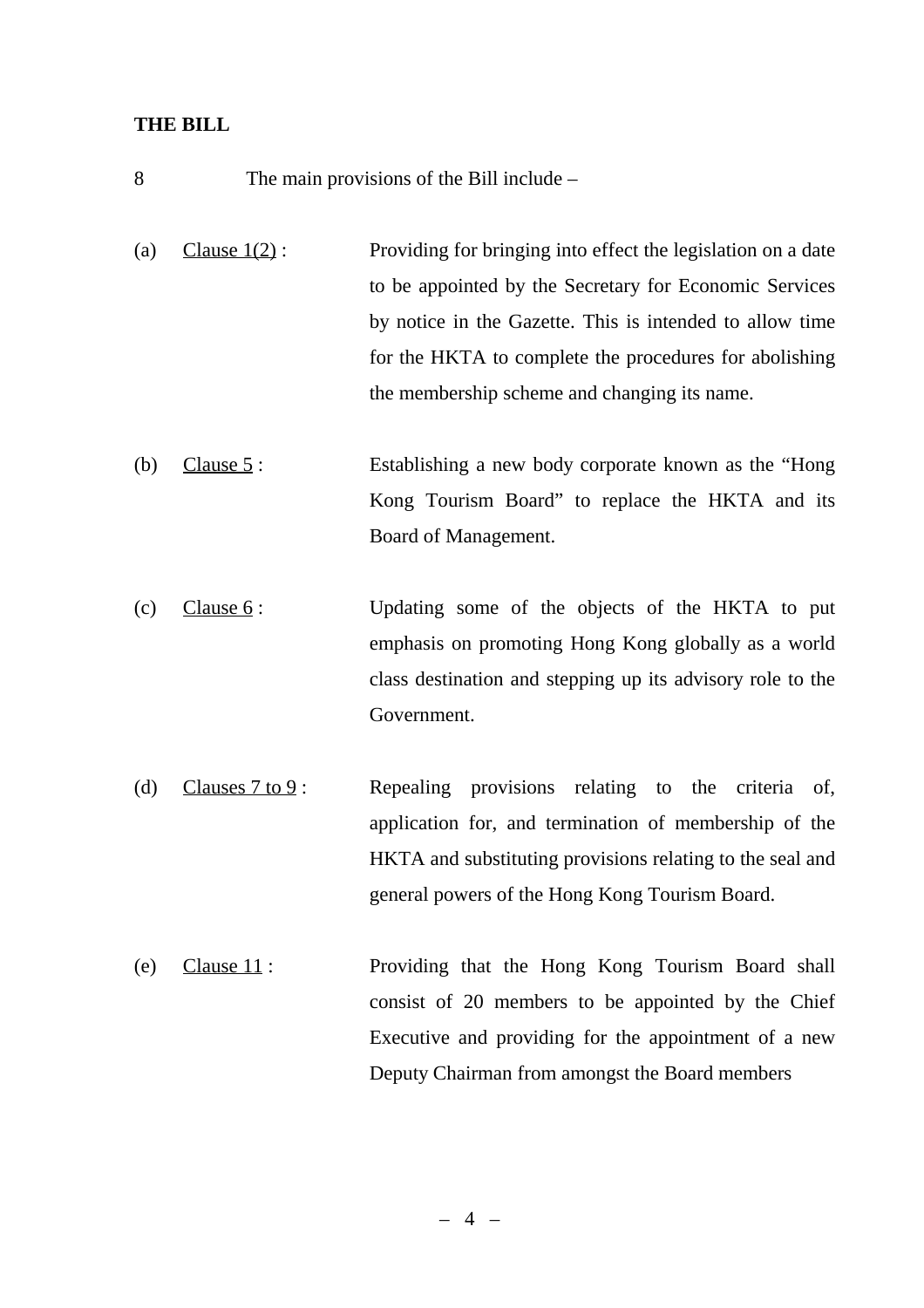**THE BILL**

8 The main provisions of the Bill include –

(a) Clause 1(2) : Providing for bringing into effect the legislation on a date to be appointed by the Secretary for Economic Services by notice in the Gazette. This is intended to allow time for the HKTA to complete the procedures for abolishing the membership scheme and changing its name.

(b) Clause 5 : Establishing a new body corporate known as the "Hong Kong Tourism Board" to replace the HKTA and its Board of Management.

(c) Clause 6 : Updating some of the objects of the HKTA to put emphasis on promoting Hong Kong globally as a world class destination and stepping up its advisory role to the Government.

(d) Clauses 7 to 9 : Repealing provisions relating to the criteria of, application for, and termination of membership of the HKTA and substituting provisions relating to the seal and general powers of the Hong Kong Tourism Board.

(e) Clause 11 : Providing that the Hong Kong Tourism Board shall consist of 20 members to be appointed by the Chief Executive and providing for the appointment of a new Deputy Chairman from amongst the Board members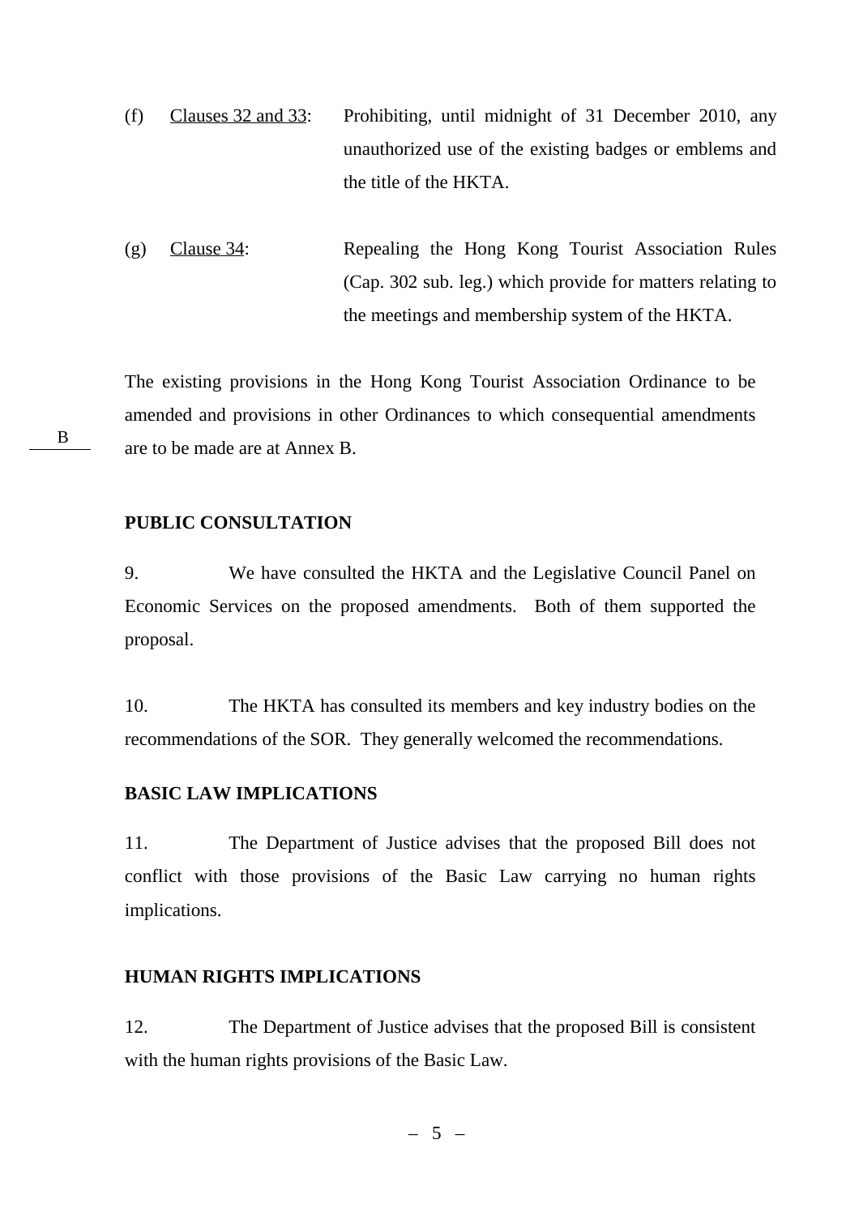(f) Clauses 32 and 33: Prohibiting, until midnight of 31 December 2010, any unauthorized use of the existing badges or emblems and the title of the HKTA.

(g) Clause 34: Repealing the Hong Kong Tourist Association Rules (Cap. 302 sub. leg.) which provide for matters relating to the meetings and membership system of the HKTA.

B

The existing provisions in the Hong Kong Tourist Association Ordinance to be amended and provisions in other Ordinances to which consequential amendments are to be made are at Annex B.

**PUBLIC CONSULTATION**

9. We have consulted the HKTA and the Legislative Council Panel on Economic Services on the proposed amendments. Both of them supported the proposal.

10. The HKTA has consulted its members and key industry bodies on the recommendations of the SOR. They generally welcomed the recommendations.

**BASIC LAW IMPLICATIONS**

11. The Department of Justice advises that the proposed Bill does not conflict with those provisions of the Basic Law carrying no human rights implications.

**HUMAN RIGHTS IMPLICATIONS**

12. The Department of Justice advises that the proposed Bill is consistent with the human rights provisions of the Basic Law.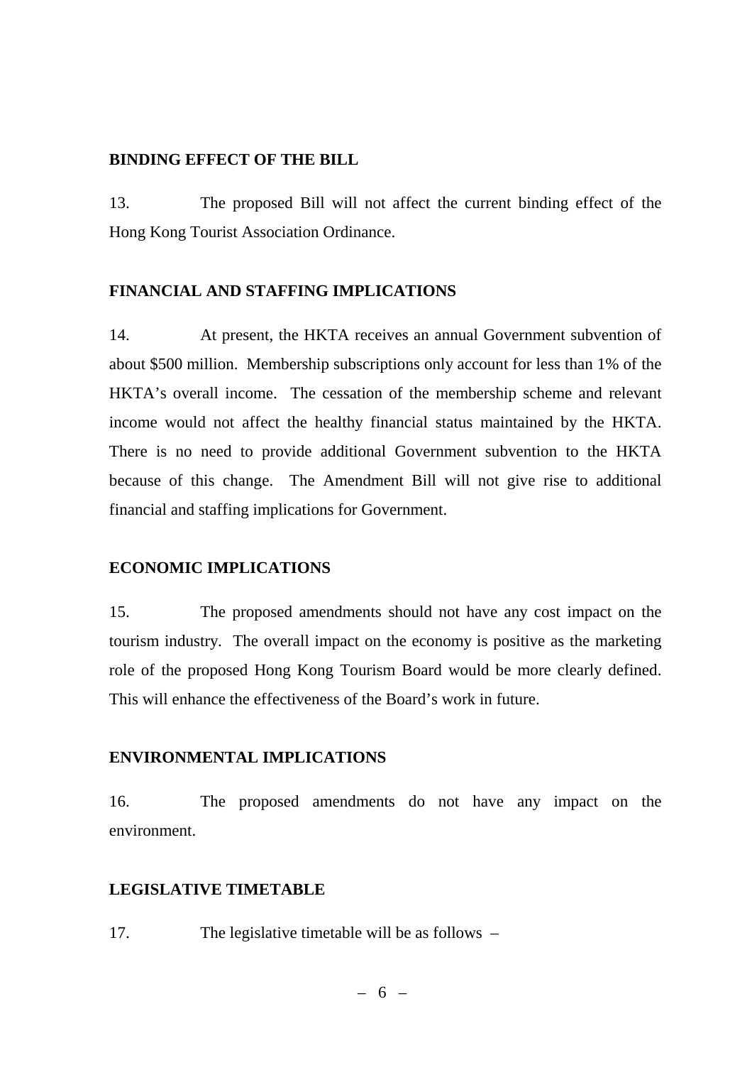## BINDING EFFECT OF THE BILL

13. The proposed Bill will not affect the current binding effect of the Hong Kong Tourist Association Ordinance.

## FINANCIAL AND STAFFING IMPLICATIONS

14. At present, the HKTA receives an annual Government subvention of about $500 million. Membership subscriptions only account for less than 1% of the HKTA's overall income. The cessation of the membership scheme and relevant income would not affect the healthy financial status maintained by the HKTA. There is no need to provide additional Government subvention to the HKTA because of this change. The Amendment Bill will not give rise to additional financial and staffing implications for Government.

## ECONOMIC IMPLICATIONS

15. The proposed amendments should not have any cost impact on the tourism industry. The overall impact on the economy is positive as the marketing role of the proposed Hong Kong Tourism Board would be more clearly defined. This will enhance the effectiveness of the Board's work in future.

## ENVIRONMENTAL IMPLICATIONS

16. The proposed amendments do not have any impact on the environment.

## LEGISLATIVE TIMETABLE

17. The legislative timetable will be as follows –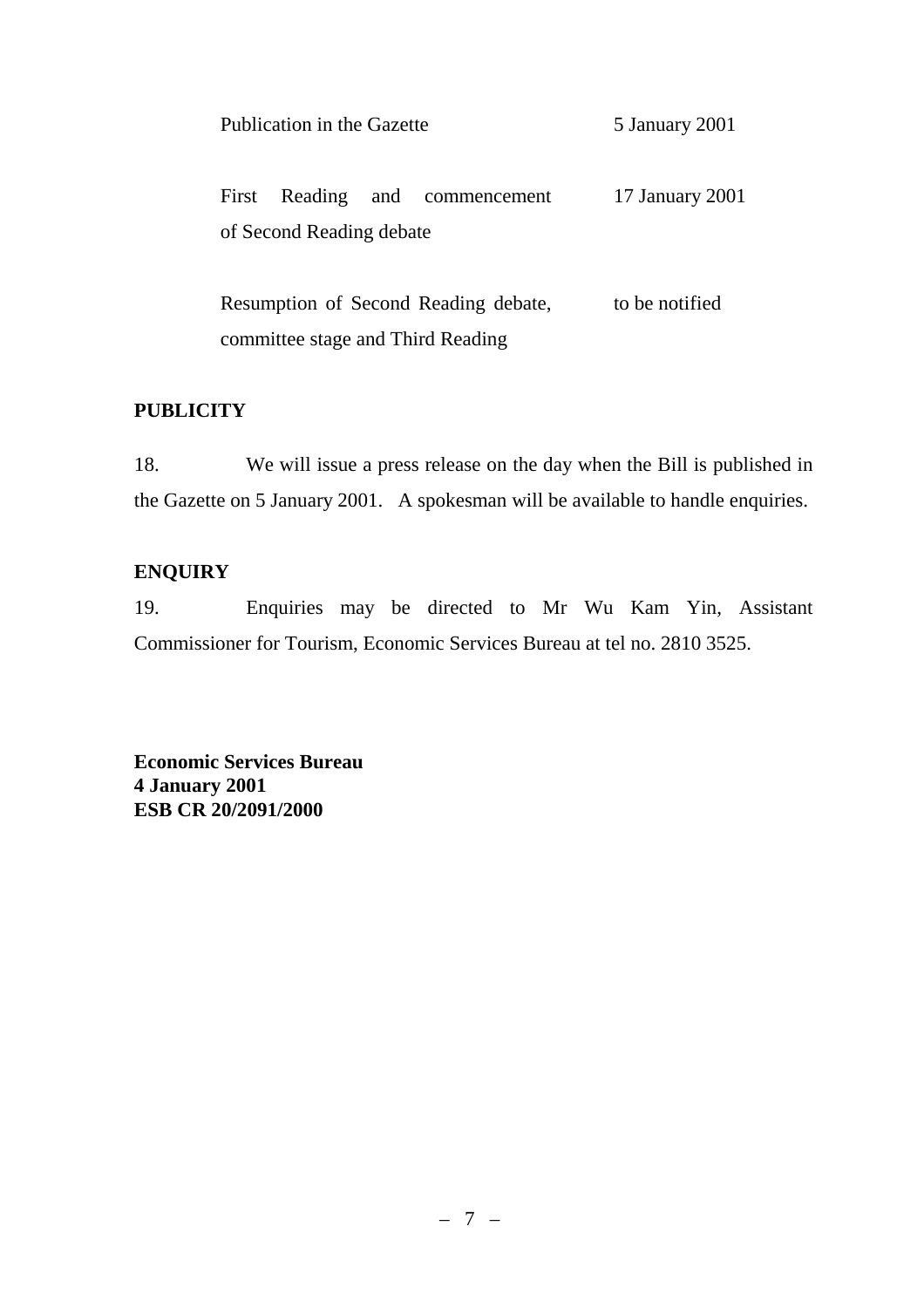| | |
|---|---|
| Publication in the Gazette | 5 January 2001 |
| First Reading and commencement of Second Reading debate | 17 January 2001 |
| Resumption of Second Reading debate, committee stage and Third Reading | to be notified |

**PUBLICITY**

18. We will issue a press release on the day when the Bill is published in the Gazette on 5 January 2001. A spokesman will be available to handle enquiries.

**ENQUIRY**

19. Enquiries may be directed to Mr Wu Kam Yin, Assistant Commissioner for Tourism, Economic Services Bureau at tel no. 2810 3525.

**Economic Services Bureau**
**4 January 2001**
**ESB CR 20/2091/2000**